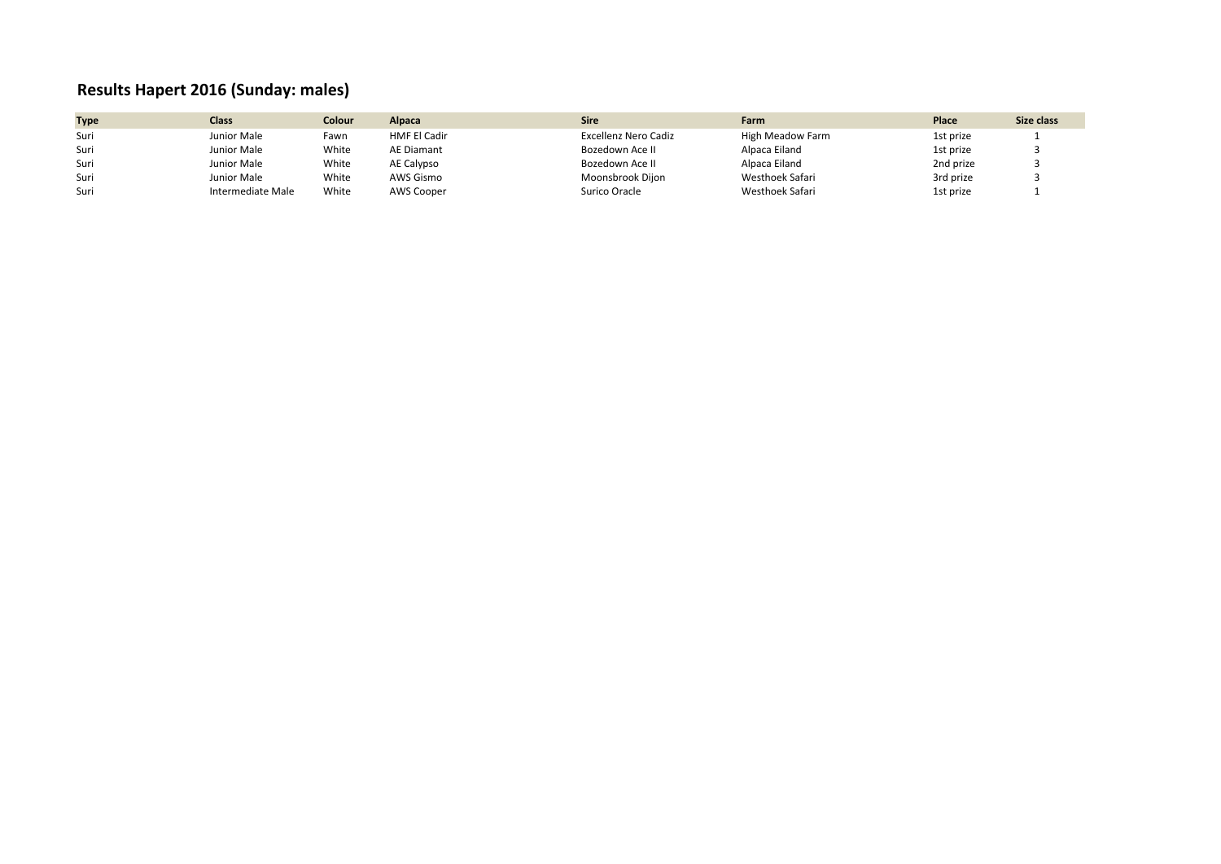# Results Hapert 2016 (Sunday: males)

| Type | Class | Colour | Alpaca | Sire | Farm | Place | Size class |
|---|---|---|---|---|---|---|---|
| Suri | Junior Male | Fawn | HMF El Cadir | Excellenz Nero Cadiz | High Meadow Farm | 1st prize | 1 |
| Suri | Junior Male | White | AE Diamant | Bozedown Ace II | Alpaca Eiland | 1st prize | 3 |
| Suri | Junior Male | White | AE Calypso | Bozedown Ace II | Alpaca Eiland | 2nd prize | 3 |
| Suri | Junior Male | White | AWS Gismo | Moonsbrook Dijon | Westhoek Safari | 3rd prize | 3 |
| Suri | Intermediate Male | White | AWS Cooper | Surico Oracle | Westhoek Safari | 1st prize | 1 |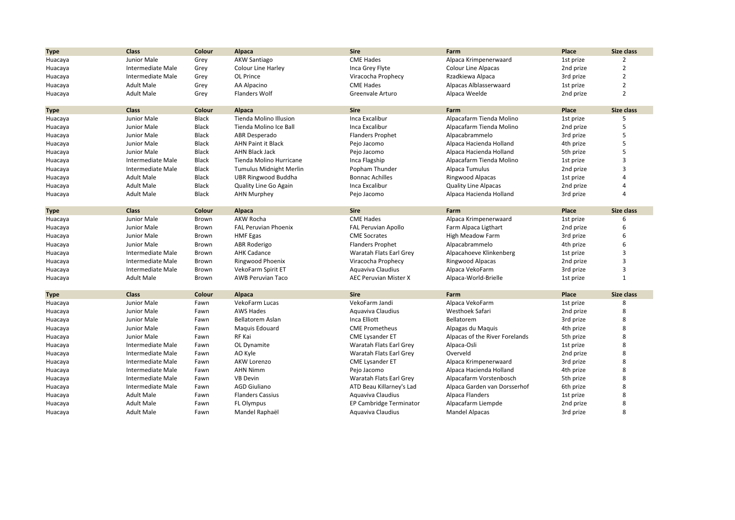| Type | Class | Colour | Alpaca | Sire | Farm | Place | Size class |
|---|---|---|---|---|---|---|---|
| Huacaya | Junior Male | Grey | AKW Santiago | CME Hades | Alpaca Krimpenerwaard | 1st prize | 2 |
| Huacaya | Intermediate Male | Grey | Colour Line Harley | Inca Grey Flyte | Colour Line Alpacas | 2nd prize | 2 |
| Huacaya | Intermediate Male | Grey | OL Prince | Viracocha Prophecy | Rzadkiewa Alpaca | 3rd prize | 2 |
| Huacaya | Adult Male | Grey | AA Alpacino | CME Hades | Alpacas Alblasserwaard | 1st prize | 2 |
| Huacaya | Adult Male | Grey | Flanders Wolf | Greenvale Arturo | Alpaca Weelde | 2nd prize | 2 |

| Type | Class | Colour | Alpaca | Sire | Farm | Place | Size class |
|---|---|---|---|---|---|---|---|
| Huacaya | Junior Male | Black | Tienda Molino Illusion | Inca Excalibur | Alpacafarm Tienda Molino | 1st prize | 5 |
| Huacaya | Junior Male | Black | Tienda Molino Ice Ball | Inca Excalibur | Alpacafarm Tienda Molino | 2nd prize | 5 |
| Huacaya | Junior Male | Black | ABR Desperado | Flanders Prophet | Alpacabrammelo | 3rd prize | 5 |
| Huacaya | Junior Male | Black | AHN Paint it Black | Pejo Jacomo | Alpaca Hacienda Holland | 4th prize | 5 |
| Huacaya | Junior Male | Black | AHN Black Jack | Pejo Jacomo | Alpaca Hacienda Holland | 5th prize | 5 |
| Huacaya | Intermediate Male | Black | Tienda Molino Hurricane | Inca Flagship | Alpacafarm Tienda Molino | 1st prize | 3 |
| Huacaya | Intermediate Male | Black | Tumulus Midnight Merlin | Popham Thunder | Alpaca Tumulus | 2nd prize | 3 |
| Huacaya | Adult Male | Black | UBR Ringwood Buddha | Bonnac Achilles | Ringwood Alpacas | 1st prize | 4 |
| Huacaya | Adult Male | Black | Quality Line Go Again | Inca Excalibur | Quality Line Alpacas | 2nd prize | 4 |
| Huacaya | Adult Male | Black | AHN Murphey | Pejo Jacomo | Alpaca Hacienda Holland | 3rd prize | 4 |

| Type | Class | Colour | Alpaca | Sire | Farm | Place | Size class |
|---|---|---|---|---|---|---|---|
| Huacaya | Junior Male | Brown | AKW Rocha | CME Hades | Alpaca Krimpenerwaard | 1st prize | 6 |
| Huacaya | Junior Male | Brown | FAL Peruvian Phoenix | FAL Peruvian Apollo | Farm Alpaca Ligthart | 2nd prize | 6 |
| Huacaya | Junior Male | Brown | HMF Egas | CME Socrates | High Meadow Farm | 3rd prize | 6 |
| Huacaya | Junior Male | Brown | ABR Roderigo | Flanders Prophet | Alpacabrammelo | 4th prize | 6 |
| Huacaya | Intermediate Male | Brown | AHK Cadance | Waratah Flats Earl Grey | Alpacahoeve Klinkenberg | 1st prize | 3 |
| Huacaya | Intermediate Male | Brown | Ringwood Phoenix | Viracocha Prophecy | Ringwood Alpacas | 2nd prize | 3 |
| Huacaya | Intermediate Male | Brown | VekoFarm Spirit ET | Aquaviva Claudius | Alpaca VekoFarm | 3rd prize | 3 |
| Huacaya | Adult Male | Brown | AWB Peruvian Taco | AEC Peruvian Mister X | Alpaca-World-Brielle | 1st prize | 1 |

| Type | Class | Colour | Alpaca | Sire | Farm | Place | Size class |
|---|---|---|---|---|---|---|---|
| Huacaya | Junior Male | Fawn | VekoFarm Lucas | VekoFarm Jandi | Alpaca VekoFarm | 1st prize | 8 |
| Huacaya | Junior Male | Fawn | AWS Hades | Aquaviva Claudius | Westhoek Safari | 2nd prize | 8 |
| Huacaya | Junior Male | Fawn | Bellatorem Aslan | Inca Elliott | Bellatorem | 3rd prize | 8 |
| Huacaya | Junior Male | Fawn | Maquis Edouard | CME Prometheus | Alpagas du Maquis | 4th prize | 8 |
| Huacaya | Junior Male | Fawn | RF Kai | CME Lysander ET | Alpacas of the River Forelands | 5th prize | 8 |
| Huacaya | Intermediate Male | Fawn | OL Dynamite | Waratah Flats Earl Grey | Alpaca-Osli | 1st prize | 8 |
| Huacaya | Intermediate Male | Fawn | AO Kyle | Waratah Flats Earl Grey | Overveld | 2nd prize | 8 |
| Huacaya | Intermediate Male | Fawn | AKW Lorenzo | CME Lysander ET | Alpaca Krimpenerwaard | 3rd prize | 8 |
| Huacaya | Intermediate Male | Fawn | AHN Nimm | Pejo Jacomo | Alpaca Hacienda Holland | 4th prize | 8 |
| Huacaya | Intermediate Male | Fawn | VB Devin | Waratah Flats Earl Grey | Alpacafarm Vorstenbosch | 5th prize | 8 |
| Huacaya | Intermediate Male | Fawn | AGD Giuliano | ATD Beau Killarney's Lad | Alpaca Garden van Dorsserhof | 6th prize | 8 |
| Huacaya | Adult Male | Fawn | Flanders Cassius | Aquaviva Claudius | Alpaca Flanders | 1st prize | 8 |
| Huacaya | Adult Male | Fawn | FL Olympus | EP Cambridge Terminator | Alpacafarm Liempde | 2nd prize | 8 |
| Huacaya | Adult Male | Fawn | Mandel Raphaël | Aquaviva Claudius | Mandel Alpacas | 3rd prize | 8 |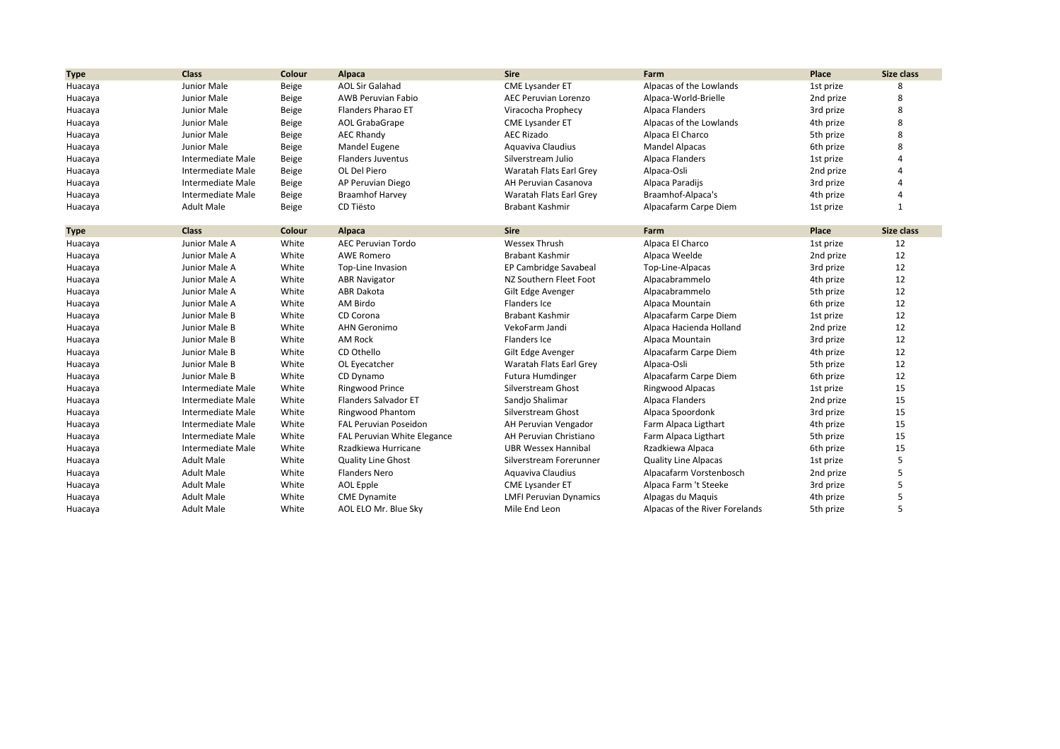| Type | Class | Colour | Alpaca | Sire | Farm | Place | Size class |
|---|---|---|---|---|---|---|---|
| Huacaya | Junior Male | Beige | AOL Sir Galahad | CME Lysander ET | Alpacas of the Lowlands | 1st prize | 8 |
| Huacaya | Junior Male | Beige | AWB Peruvian Fabio | AEC Peruvian Lorenzo | Alpaca-World-Brielle | 2nd prize | 8 |
| Huacaya | Junior Male | Beige | Flanders Pharao ET | Viracocha Prophecy | Alpaca Flanders | 3rd prize | 8 |
| Huacaya | Junior Male | Beige | AOL GrabaGrape | CME Lysander ET | Alpacas of the Lowlands | 4th prize | 8 |
| Huacaya | Junior Male | Beige | AEC Rhandy | AEC Rizado | Alpaca El Charco | 5th prize | 8 |
| Huacaya | Junior Male | Beige | Mandel Eugene | Aquaviva Claudius | Mandel Alpacas | 6th prize | 8 |
| Huacaya | Intermediate Male | Beige | Flanders Juventus | Silverstream Julio | Alpaca Flanders | 1st prize | 4 |
| Huacaya | Intermediate Male | Beige | OL Del Piero | Waratah Flats Earl Grey | Alpaca-Osli | 2nd prize | 4 |
| Huacaya | Intermediate Male | Beige | AP Peruvian Diego | AH Peruvian Casanova | Alpaca Paradijs | 3rd prize | 4 |
| Huacaya | Intermediate Male | Beige | Braamhof Harvey | Waratah Flats Earl Grey | Braamhof-Alpaca's | 4th prize | 4 |
| Huacaya | Adult Male | Beige | CD Tiësto | Brabant Kashmir | Alpacafarm Carpe Diem | 1st prize | 1 |

| Type | Class | Colour | Alpaca | Sire | Farm | Place | Size class |
|---|---|---|---|---|---|---|---|
| Huacaya | Junior Male A | White | AEC Peruvian Tordo | Wessex Thrush | Alpaca El Charco | 1st prize | 12 |
| Huacaya | Junior Male A | White | AWE Romero | Brabant Kashmir | Alpaca Weelde | 2nd prize | 12 |
| Huacaya | Junior Male A | White | Top-Line Invasion | EP Cambridge Savabeal | Top-Line-Alpacas | 3rd prize | 12 |
| Huacaya | Junior Male A | White | ABR Navigator | NZ Southern Fleet Foot | Alpacabrammelo | 4th prize | 12 |
| Huacaya | Junior Male A | White | ABR Dakota | Gilt Edge Avenger | Alpacabrammelo | 5th prize | 12 |
| Huacaya | Junior Male A | White | AM Birdo | Flanders Ice | Alpaca Mountain | 6th prize | 12 |
| Huacaya | Junior Male B | White | CD Corona | Brabant Kashmir | Alpacafarm Carpe Diem | 1st prize | 12 |
| Huacaya | Junior Male B | White | AHN Geronimo | VekoFarm Jandi | Alpaca Hacienda Holland | 2nd prize | 12 |
| Huacaya | Junior Male B | White | AM Rock | Flanders Ice | Alpaca Mountain | 3rd prize | 12 |
| Huacaya | Junior Male B | White | CD Othello | Gilt Edge Avenger | Alpacafarm Carpe Diem | 4th prize | 12 |
| Huacaya | Junior Male B | White | OL Eyecatcher | Waratah Flats Earl Grey | Alpaca-Osli | 5th prize | 12 |
| Huacaya | Junior Male B | White | CD Dynamo | Futura Humdinger | Alpacafarm Carpe Diem | 6th prize | 12 |
| Huacaya | Intermediate Male | White | Ringwood Prince | Silverstream Ghost | Ringwood Alpacas | 1st prize | 15 |
| Huacaya | Intermediate Male | White | Flanders Salvador ET | Sandjo Shalimar | Alpaca Flanders | 2nd prize | 15 |
| Huacaya | Intermediate Male | White | Ringwood Phantom | Silverstream Ghost | Alpaca Spoordonk | 3rd prize | 15 |
| Huacaya | Intermediate Male | White | FAL Peruvian Poseidon | AH Peruvian Vengador | Farm Alpaca Ligthart | 4th prize | 15 |
| Huacaya | Intermediate Male | White | FAL Peruvian White Elegance | AH Peruvian Christiano | Farm Alpaca Ligthart | 5th prize | 15 |
| Huacaya | Intermediate Male | White | Rzadkiewa Hurricane | UBR Wessex Hannibal | Rzadkiewa Alpaca | 6th prize | 15 |
| Huacaya | Adult Male | White | Quality Line Ghost | Silverstream Forerunner | Quality Line Alpacas | 1st prize | 5 |
| Huacaya | Adult Male | White | Flanders Nero | Aquaviva Claudius | Alpacafarm Vorstenbosch | 2nd prize | 5 |
| Huacaya | Adult Male | White | AOL Epple | CME Lysander ET | Alpaca Farm 't Steeke | 3rd prize | 5 |
| Huacaya | Adult Male | White | CME Dynamite | LMFI Peruvian Dynamics | Alpagas du Maquis | 4th prize | 5 |
| Huacaya | Adult Male | White | AOL ELO Mr. Blue Sky | Mile End Leon | Alpacas of the River Forelands | 5th prize | 5 |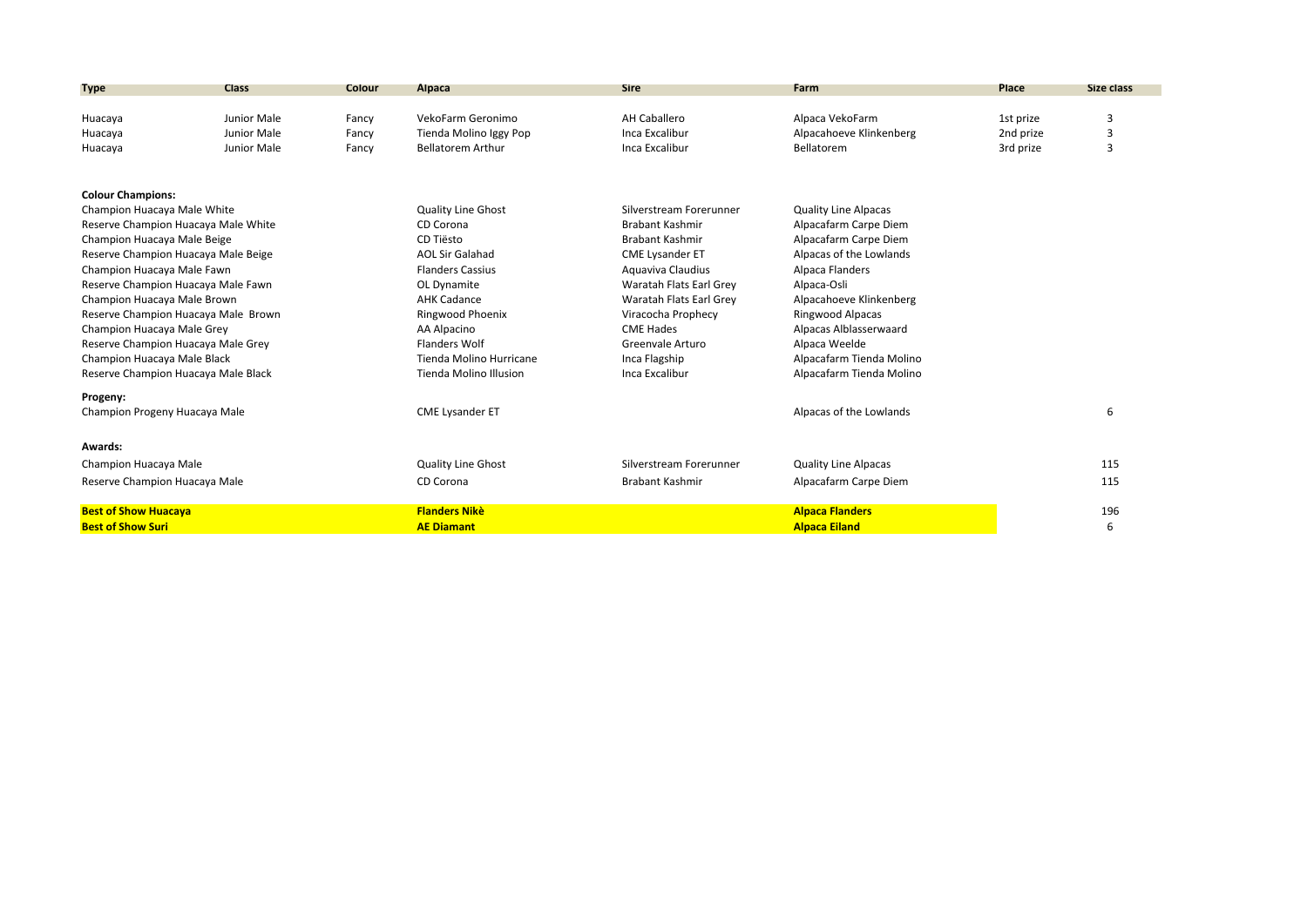| Type | Class | Colour | Alpaca | Sire | Farm | Place | Size class |
|---|---|---|---|---|---|---|---|
| Huacaya | Junior Male | Fancy | VekoFarm Geronimo | AH Caballero | Alpaca VekoFarm | 1st prize | 3 |
| Huacaya | Junior Male | Fancy | Tienda Molino Iggy Pop | Inca Excalibur | Alpacahoeve Klinkenberg | 2nd prize | 3 |
| Huacaya | Junior Male | Fancy | Bellatorem Arthur | Inca Excalibur | Bellatorem | 3rd prize | 3 |
| **Colour Champions:** | | | | | | | |
| Champion Huacaya Male White | | | Quality Line Ghost | Silverstream Forerunner | Quality Line Alpacas | | |
| Reserve Champion Huacaya Male White | | | CD Corona | Brabant Kashmir | Alpacafarm Carpe Diem | | |
| Champion Huacaya Male Beige | | | CD Tiësto | Brabant Kashmir | Alpacafarm Carpe Diem | | |
| Reserve Champion Huacaya Male Beige | | | AOL Sir Galahad | CME Lysander ET | Alpacas of the Lowlands | | |
| Champion Huacaya Male Fawn | | | Flanders Cassius | Aquaviva Claudius | Alpaca Flanders | | |
| Reserve Champion Huacaya Male Fawn | | | OL Dynamite | Waratah Flats Earl Grey | Alpaca-Osli | | |
| Champion Huacaya Male Brown | | | AHK Cadance | Waratah Flats Earl Grey | Alpacahoeve Klinkenberg | | |
| Reserve Champion Huacaya Male Brown | | | Ringwood Phoenix | Viracocha Prophecy | Ringwood Alpacas | | |
| Champion Huacaya Male Grey | | | AA Alpacino | CME Hades | Alpacas Alblasserwaard | | |
| Reserve Champion Huacaya Male Grey | | | Flanders Wolf | Greenvale Arturo | Alpaca Weelde | | |
| Champion Huacaya Male Black | | | Tienda Molino Hurricane | Inca Flagship | Alpacafarm Tienda Molino | | |
| Reserve Champion Huacaya Male Black | | | Tienda Molino Illusion | Inca Excalibur | Alpacafarm Tienda Molino | | |
| **Progeny:** | | | | | | | |
| Champion Progeny Huacaya Male | | | CME Lysander ET | | Alpacas of the Lowlands | | 6 |
| **Awards:** | | | | | | | |
| Champion Huacaya Male | | | Quality Line Ghost | Silverstream Forerunner | Quality Line Alpacas | | 115 |
| Reserve Champion Huacaya Male | | | CD Corona | Brabant Kashmir | Alpacafarm Carpe Diem | | 115 |
| **Best of Show Huacaya** | | | **Flanders Nikè** | | **Alpaca Flanders** | | 196 |
| **Best of Show Suri** | | | **AE Diamant** | | **Alpaca Eiland** | | 6 |